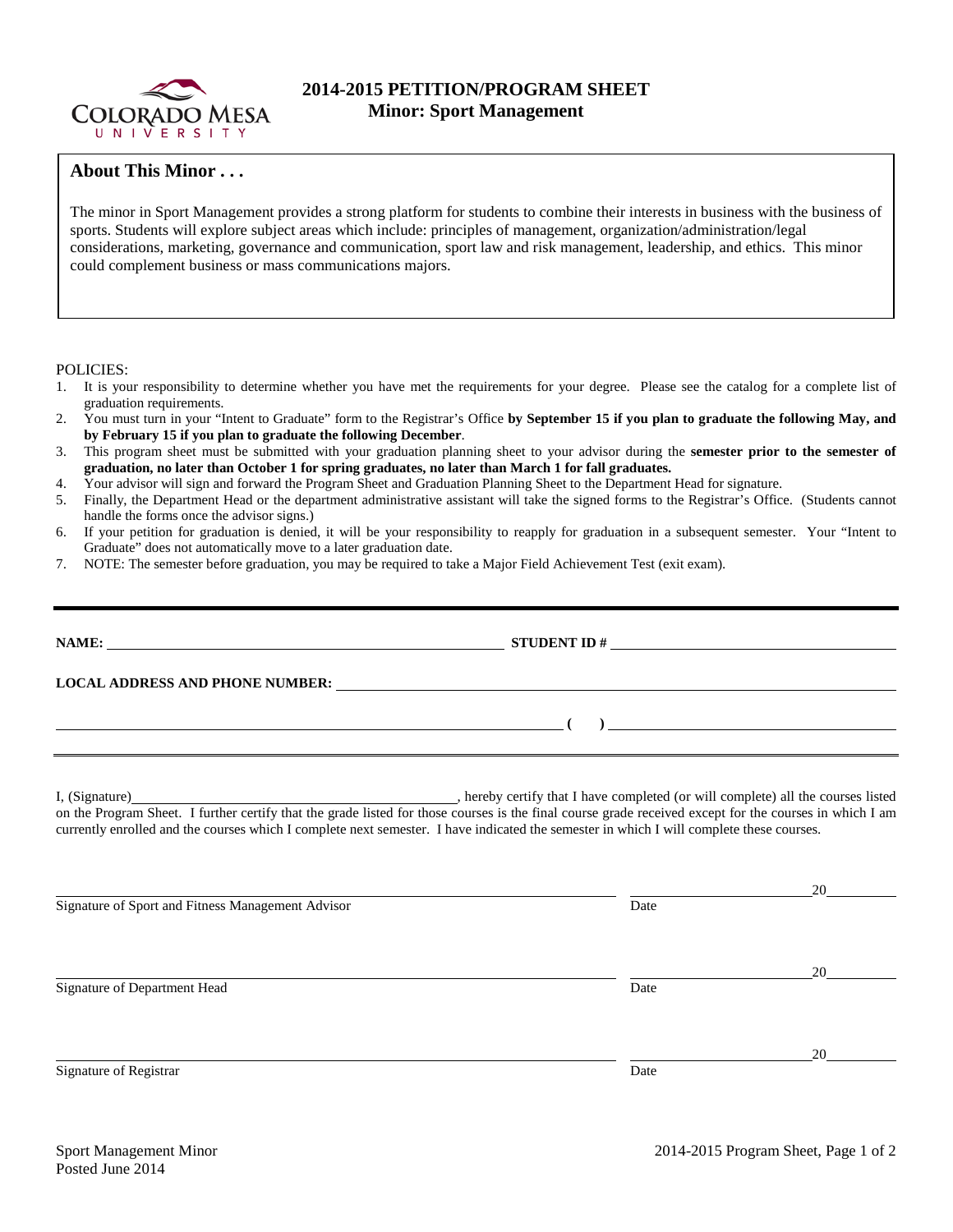# 2014-2015 PETITION/PROGRAM SHEET
## Minor: Sport Management

### About This Minor . . .

The minor in Sport Management provides a strong platform for students to combine their interests in business with the business of sports. Students will explore subject areas which include: principles of management, organization/administration/legal considerations, marketing, governance and communication, sport law and risk management, leadership, and ethics. This minor could complement business or mass communications majors.

POLICIES:

1. It is your responsibility to determine whether you have met the requirements for your degree. Please see the catalog for a complete list of graduation requirements.
2. You must turn in your "Intent to Graduate" form to the Registrar's Office **by September 15 if you plan to graduate the following May, and by February 15 if you plan to graduate the following December**.
3. This program sheet must be submitted with your graduation planning sheet to your advisor during the **semester prior to the semester of graduation, no later than October 1 for spring graduates, no later than March 1 for fall graduates.**
4. Your advisor will sign and forward the Program Sheet and Graduation Planning Sheet to the Department Head for signature.
5. Finally, the Department Head or the department administrative assistant will take the signed forms to the Registrar's Office. (Students cannot handle the forms once the advisor signs.)
6. If your petition for graduation is denied, it will be your responsibility to reapply for graduation in a subsequent semester. Your "Intent to Graduate" does not automatically move to a later graduation date.
7. NOTE: The semester before graduation, you may be required to take a Major Field Achievement Test (exit exam).

---

**NAME:** ______________________________ **STUDENT ID #** ______________________________

**LOCAL ADDRESS AND PHONE NUMBER:** ______________________________

______________________________ **( )** ______________________________

I, (Signature)______________________________, hereby certify that I have completed (or will complete) all the courses listed on the Program Sheet. I further certify that the grade listed for those courses is the final course grade received except for the courses in which I am currently enrolled and the courses which I complete next semester. I have indicated the semester in which I will complete these courses.

______________________________ ______________20______
Signature of Sport and Fitness Management Advisor Date

______________________________ ______________20______
Signature of Department Head Date

______________________________ ______________20______
Signature of Registrar Date

Sport Management Minor
Posted June 2014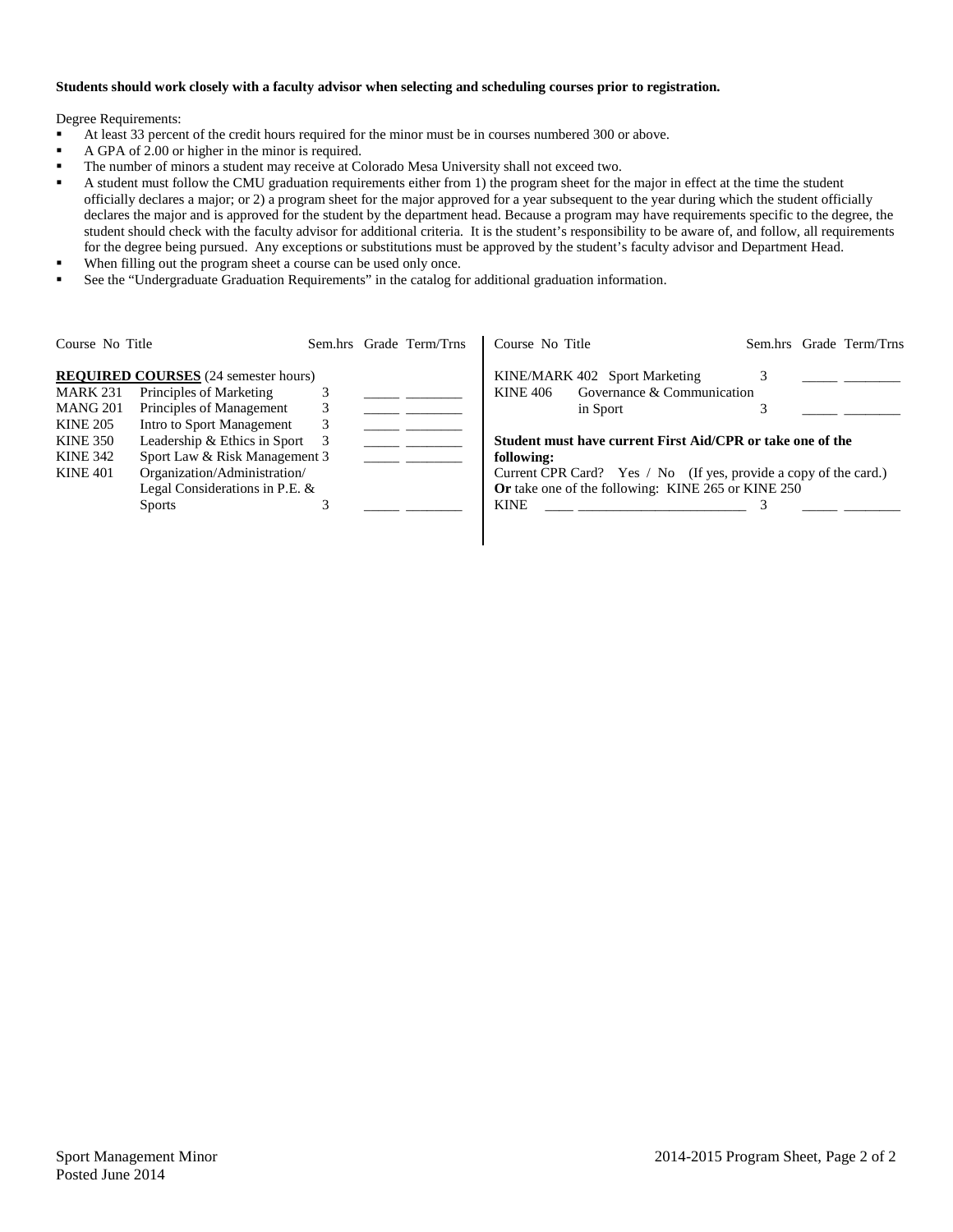**Students should work closely with a faculty advisor when selecting and scheduling courses prior to registration.**

Degree Requirements:

- At least 33 percent of the credit hours required for the minor must be in courses numbered 300 or above.
- A GPA of 2.00 or higher in the minor is required.
- The number of minors a student may receive at Colorado Mesa University shall not exceed two.
- A student must follow the CMU graduation requirements either from 1) the program sheet for the major in effect at the time the student officially declares a major; or 2) a program sheet for the major approved for a year subsequent to the year during which the student officially declares the major and is approved for the student by the department head. Because a program may have requirements specific to the degree, the student should check with the faculty advisor for additional criteria. It is the student's responsibility to be aware of, and follow, all requirements for the degree being pursued. Any exceptions or substitutions must be approved by the student's faculty advisor and Department Head.
- When filling out the program sheet a course can be used only once.
- See the "Undergraduate Graduation Requirements" in the catalog for additional graduation information.

| Course No | Title | Sem.hrs | Grade | Term/Trns |
|---|---|---|---|---|
| **REQUIRED COURSES** (24 semester hours) | | | | |
| MARK 231 | Principles of Marketing | 3 | _____ | ________ |
| MANG 201 | Principles of Management | 3 | _____ | ________ |
| KINE 205 | Intro to Sport Management | 3 | _____ | ________ |
| KINE 350 | Leadership & Ethics in Sport | 3 | _____ | ________ |
| KINE 342 | Sport Law & Risk Management | 3 | _____ | ________ |
| KINE 401 | Organization/Administration/ Legal Considerations in P.E. & Sports | 3 | _____ | ________ |
| KINE/MARK 402 | Sport Marketing | 3 | _____ | ________ |
| KINE 406 | Governance & Communication in Sport | 3 | _____ | ________ |

**Student must have current First Aid/CPR or take one of the following:**

Current CPR Card? Yes / No (If yes, provide a copy of the card.)

**Or** take one of the following: KINE 265 or KINE 250

| Course No | Title | Sem.hrs | Grade | Term/Trns |
|---|---|---|---|---|
| KINE ____ | ________________________ | 3 | _____ | ________ |

Sport Management Minor
Posted June 2014